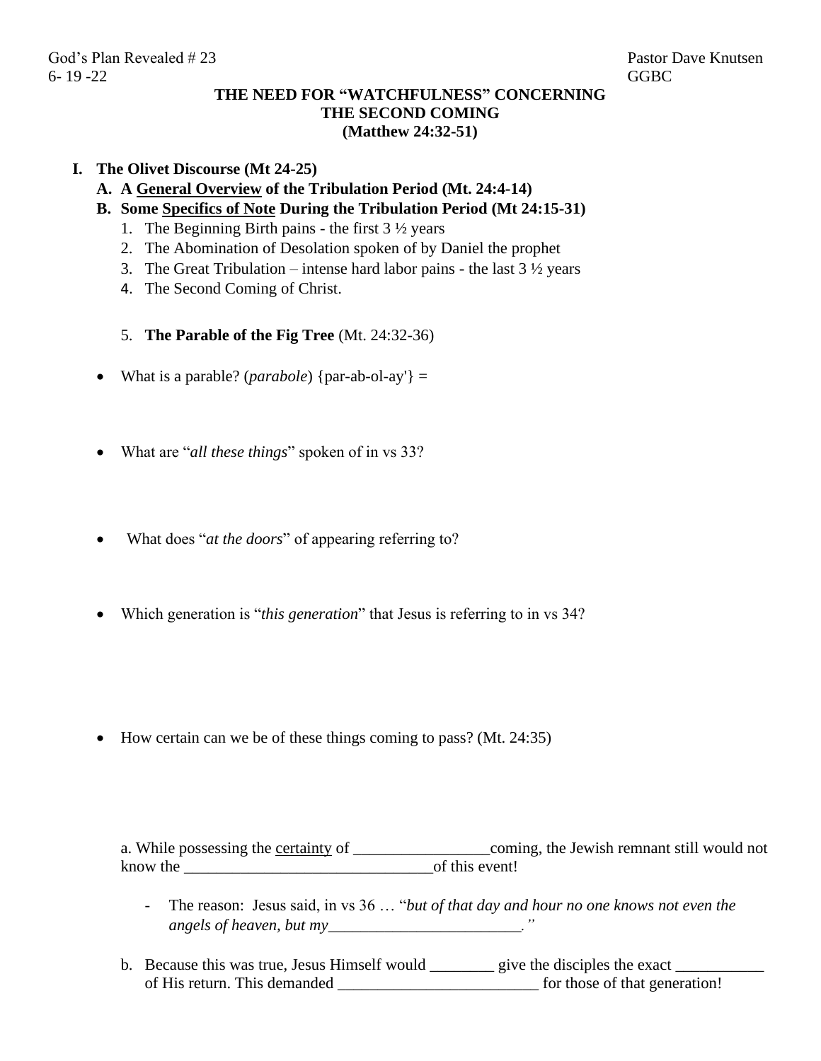God's Plan Revealed # 23 Pastor Dave Knutsen
6- 19 -22 GGBC

# THE NEED FOR "WATCHFULNESS" CONCERNING THE SECOND COMING (Matthew 24:32-51)

**I. The Olivet Discourse (Mt 24-25)**

**A. A <u>General Overview</u> of the Tribulation Period (Mt. 24:4-14)**

**B. Some <u>Specifics of Note</u> During the Tribulation Period (Mt 24:15-31)**

1. The Beginning Birth pains - the first 3 ½ years
2. The Abomination of Desolation spoken of by Daniel the prophet
3. The Great Tribulation – intense hard labor pains - the last 3 ½ years
4. The Second Coming of Christ.
5. **The Parable of the Fig Tree** (Mt. 24:32-36)

- What is a parable? (*parabole*) {par-ab-ol-ay'} =

- What are "*all these things*" spoken of in vs 33?

- What does "*at the doors*" of appearing referring to?

- Which generation is "*this generation*" that Jesus is referring to in vs 34?

- How certain can we be of these things coming to pass? (Mt. 24:35)

a. While possessing the <u>certainty</u> of _________________coming, the Jewish remnant still would not know the _______________________________of this event!

- The reason: Jesus said, in vs 36 … "*but of that day and hour no one knows not even the angels of heaven, but my________________________.*"

b. Because this was true, Jesus Himself would ________ give the disciples the exact ___________ of His return. This demanded _________________________ for those of that generation!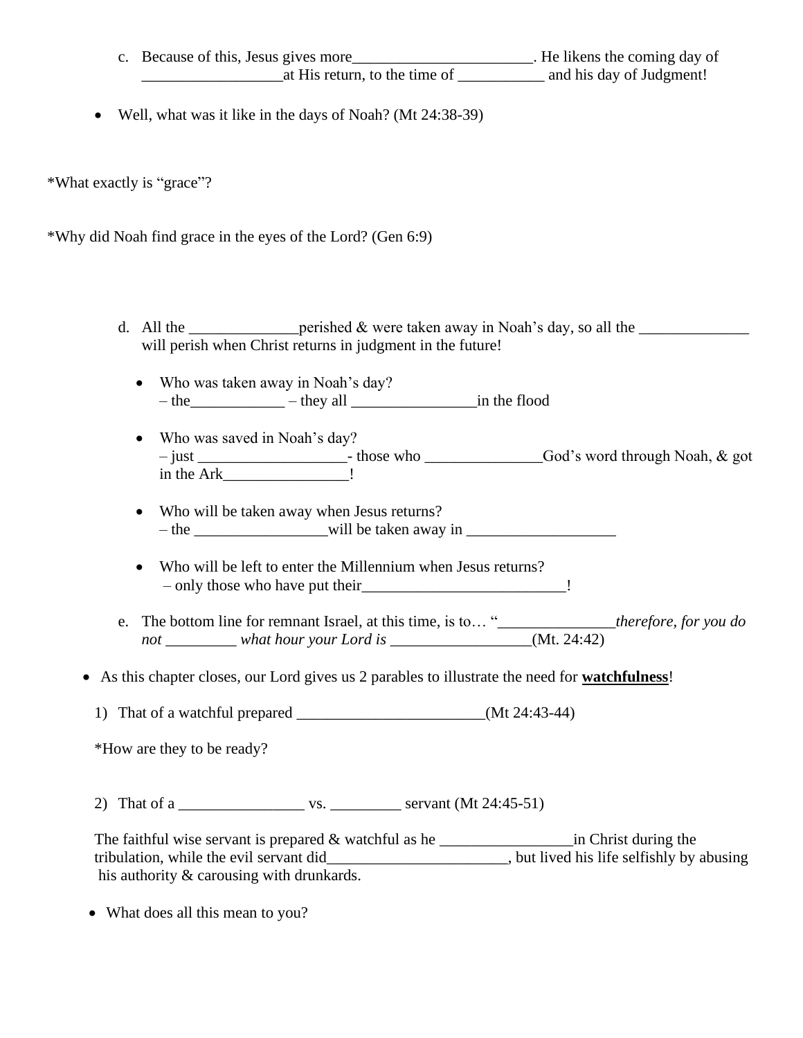c. Because of this, Jesus gives more_______________________. He likens the coming day of __________________at His return, to the time of ___________ and his day of Judgment!

- Well, what was it like in the days of Noah? (Mt 24:38-39)

*What exactly is "grace"?

*Why did Noah find grace in the eyes of the Lord? (Gen 6:9)

d. All the ______________perished & were taken away in Noah's day, so all the ______________ will perish when Christ returns in judgment in the future!

- Who was taken away in Noah's day?
  – the____________ – they all ________________in the flood

- Who was saved in Noah's day?
  – just ___________________- those who _______________God's word through Noah, & got in the Ark________________!

- Who will be taken away when Jesus returns?
  – the _________________will be taken away in ___________________

- Who will be left to enter the Millennium when Jesus returns?
  – only those who have put their__________________________!

e. The bottom line for remnant Israel, at this time, is to… "_______________*therefore, for you do not* _________ *what hour your Lord is* __________________(Mt. 24:42)

- As this chapter closes, our Lord gives us 2 parables to illustrate the need for **<u>watchfulness</u>**!

1) That of a watchful prepared ________________________(Mt 24:43-44)

*How are they to be ready?

2) That of a ________________ vs. _________ servant (Mt 24:45-51)

The faithful wise servant is prepared & watchful as he _________________in Christ during the tribulation, while the evil servant did_______________________, but lived his life selfishly by abusing his authority & carousing with drunkards.

- What does all this mean to you?